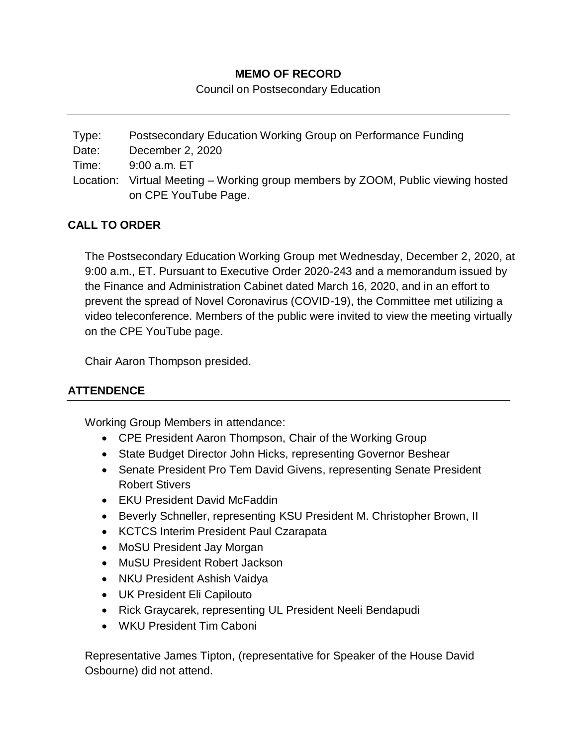**MEMO OF RECORD**

Council on Postsecondary Education

Type: Postsecondary Education Working Group on Performance Funding
Date: December 2, 2020
Time: 9:00 a.m. ET
Location: Virtual Meeting – Working group members by ZOOM, Public viewing hosted on CPE YouTube Page.

## CALL TO ORDER

The Postsecondary Education Working Group met Wednesday, December 2, 2020, at 9:00 a.m., ET. Pursuant to Executive Order 2020-243 and a memorandum issued by the Finance and Administration Cabinet dated March 16, 2020, and in an effort to prevent the spread of Novel Coronavirus (COVID-19), the Committee met utilizing a video teleconference. Members of the public were invited to view the meeting virtually on the CPE YouTube page.

Chair Aaron Thompson presided.

## ATTENDENCE

Working Group Members in attendance:

- CPE President Aaron Thompson, Chair of the Working Group
- State Budget Director John Hicks, representing Governor Beshear
- Senate President Pro Tem David Givens, representing Senate President Robert Stivers
- EKU President David McFaddin
- Beverly Schneller, representing KSU President M. Christopher Brown, II
- KCTCS Interim President Paul Czarapata
- MoSU President Jay Morgan
- MuSU President Robert Jackson
- NKU President Ashish Vaidya
- UK President Eli Capilouto
- Rick Graycarek, representing UL President Neeli Bendapudi
- WKU President Tim Caboni

Representative James Tipton, (representative for Speaker of the House David Osbourne) did not attend.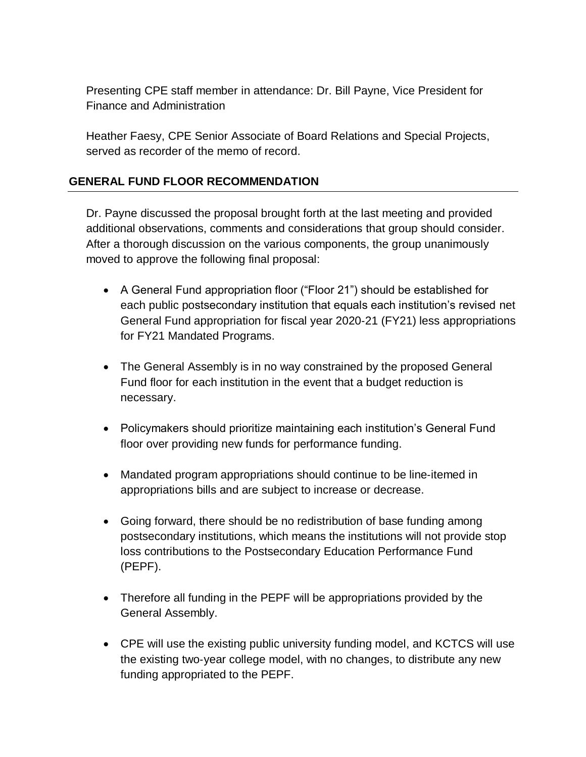Presenting CPE staff member in attendance: Dr. Bill Payne, Vice President for Finance and Administration

Heather Faesy, CPE Senior Associate of Board Relations and Special Projects, served as recorder of the memo of record.

## GENERAL FUND FLOOR RECOMMENDATION

Dr. Payne discussed the proposal brought forth at the last meeting and provided additional observations, comments and considerations that group should consider. After a thorough discussion on the various components, the group unanimously moved to approve the following final proposal:

- A General Fund appropriation floor ("Floor 21") should be established for each public postsecondary institution that equals each institution's revised net General Fund appropriation for fiscal year 2020-21 (FY21) less appropriations for FY21 Mandated Programs.
- The General Assembly is in no way constrained by the proposed General Fund floor for each institution in the event that a budget reduction is necessary.
- Policymakers should prioritize maintaining each institution's General Fund floor over providing new funds for performance funding.
- Mandated program appropriations should continue to be line-itemed in appropriations bills and are subject to increase or decrease.
- Going forward, there should be no redistribution of base funding among postsecondary institutions, which means the institutions will not provide stop loss contributions to the Postsecondary Education Performance Fund (PEPF).
- Therefore all funding in the PEPF will be appropriations provided by the General Assembly.
- CPE will use the existing public university funding model, and KCTCS will use the existing two-year college model, with no changes, to distribute any new funding appropriated to the PEPF.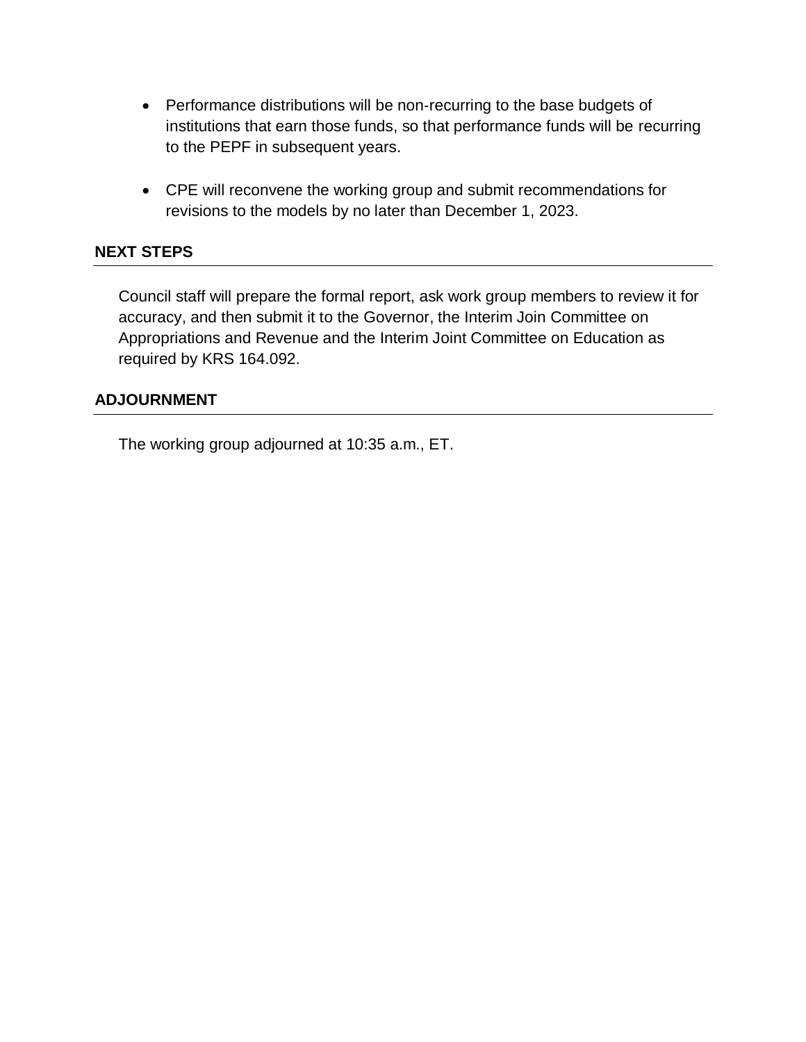- Performance distributions will be non-recurring to the base budgets of institutions that earn those funds, so that performance funds will be recurring to the PEPF in subsequent years.

- CPE will reconvene the working group and submit recommendations for revisions to the models by no later than December 1, 2023.

## NEXT STEPS

Council staff will prepare the formal report, ask work group members to review it for accuracy, and then submit it to the Governor, the Interim Join Committee on Appropriations and Revenue and the Interim Joint Committee on Education as required by KRS 164.092.

## ADJOURNMENT

The working group adjourned at 10:35 a.m., ET.